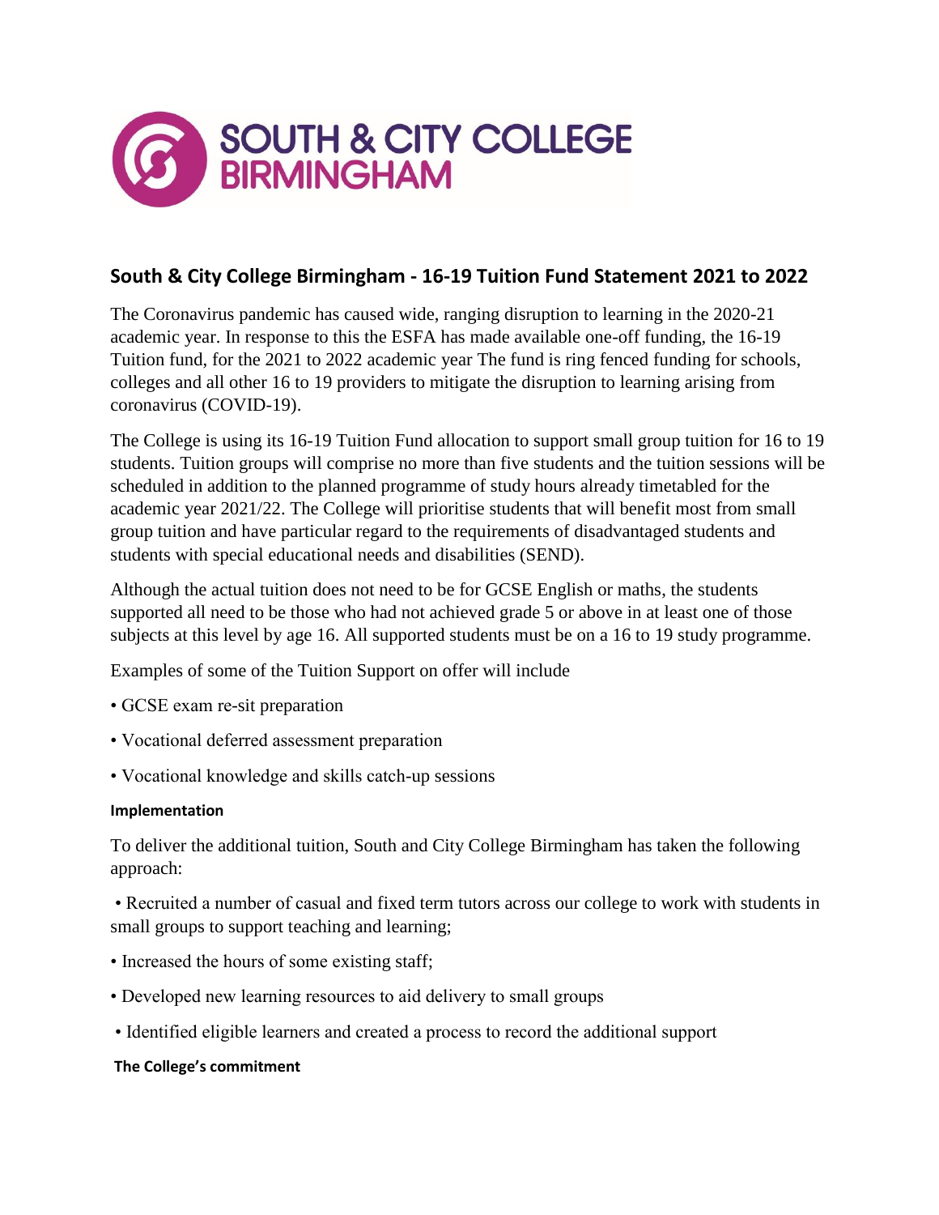# South & City College Birmingham - 16-19 Tuition Fund Statement 2021 to 2022

The Coronavirus pandemic has caused wide, ranging disruption to learning in the 2020-21 academic year. In response to this the ESFA has made available one-off funding, the 16-19 Tuition fund, for the 2021 to 2022 academic year The fund is ring fenced funding for schools, colleges and all other 16 to 19 providers to mitigate the disruption to learning arising from coronavirus (COVID-19).

The College is using its 16-19 Tuition Fund allocation to support small group tuition for 16 to 19 students. Tuition groups will comprise no more than five students and the tuition sessions will be scheduled in addition to the planned programme of study hours already timetabled for the academic year 2021/22. The College will prioritise students that will benefit most from small group tuition and have particular regard to the requirements of disadvantaged students and students with special educational needs and disabilities (SEND).

Although the actual tuition does not need to be for GCSE English or maths, the students supported all need to be those who had not achieved grade 5 or above in at least one of those subjects at this level by age 16. All supported students must be on a 16 to 19 study programme.

Examples of some of the Tuition Support on offer will include

- GCSE exam re-sit preparation
- Vocational deferred assessment preparation
- Vocational knowledge and skills catch-up sessions

#### Implementation

To deliver the additional tuition, South and City College Birmingham has taken the following approach:

- Recruited a number of casual and fixed term tutors across our college to work with students in small groups to support teaching and learning;
- Increased the hours of some existing staff;
- Developed new learning resources to aid delivery to small groups
- Identified eligible learners and created a process to record the additional support

#### The College's commitment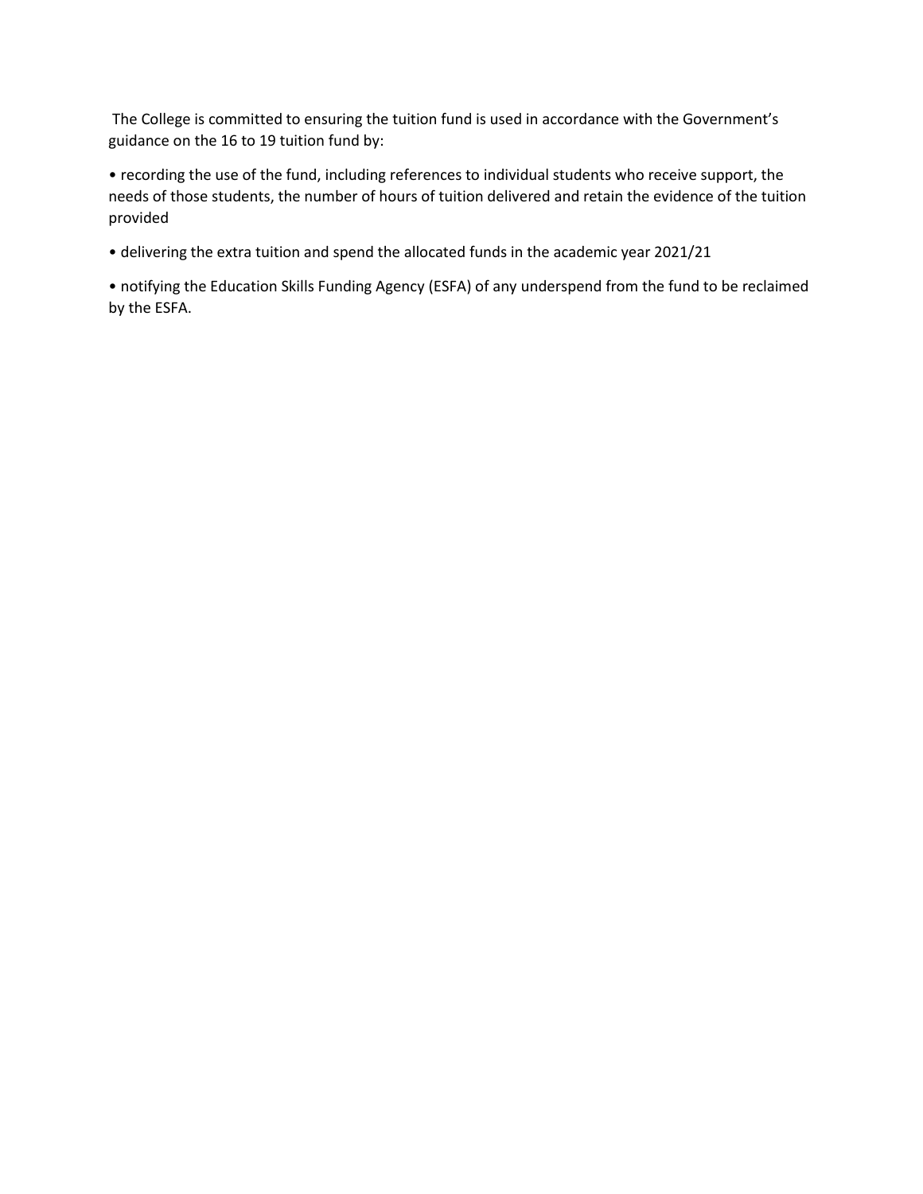The College is committed to ensuring the tuition fund is used in accordance with the Government's guidance on the 16 to 19 tuition fund by:

- recording the use of the fund, including references to individual students who receive support, the needs of those students, the number of hours of tuition delivered and retain the evidence of the tuition provided
- delivering the extra tuition and spend the allocated funds in the academic year 2021/21
- notifying the Education Skills Funding Agency (ESFA) of any underspend from the fund to be reclaimed by the ESFA.